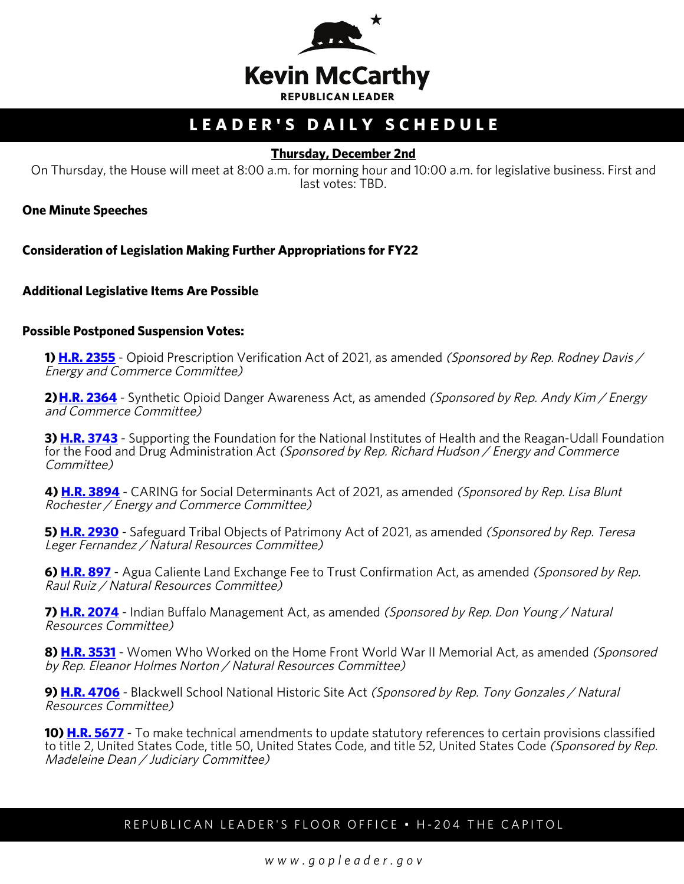# Kevin McCarthy

REPUBLICAN LEADER

## LEADER'S DAILY SCHEDULE

**Thursday, December 2nd**

On Thursday, the House will meet at 8:00 a.m. for morning hour and 10:00 a.m. for legislative business. First and last votes: TBD.

**One Minute Speeches**

**Consideration of Legislation Making Further Appropriations for FY22**

**Additional Legislative Items Are Possible**

**Possible Postponed Suspension Votes:**

**1) H.R. 2355** - Opioid Prescription Verification Act of 2021, as amended *(Sponsored by Rep. Rodney Davis / Energy and Commerce Committee)*

**2) H.R. 2364** - Synthetic Opioid Danger Awareness Act, as amended *(Sponsored by Rep. Andy Kim / Energy and Commerce Committee)*

**3) H.R. 3743** - Supporting the Foundation for the National Institutes of Health and the Reagan-Udall Foundation for the Food and Drug Administration Act *(Sponsored by Rep. Richard Hudson / Energy and Commerce Committee)*

**4) H.R. 3894** - CARING for Social Determinants Act of 2021, as amended *(Sponsored by Rep. Lisa Blunt Rochester / Energy and Commerce Committee)*

**5) H.R. 2930** - Safeguard Tribal Objects of Patrimony Act of 2021, as amended *(Sponsored by Rep. Teresa Leger Fernandez / Natural Resources Committee)*

**6) H.R. 897** - Agua Caliente Land Exchange Fee to Trust Confirmation Act, as amended *(Sponsored by Rep. Raul Ruiz / Natural Resources Committee)*

**7) H.R. 2074** - Indian Buffalo Management Act, as amended *(Sponsored by Rep. Don Young / Natural Resources Committee)*

**8) H.R. 3531** - Women Who Worked on the Home Front World War II Memorial Act, as amended *(Sponsored by Rep. Eleanor Holmes Norton / Natural Resources Committee)*

**9) H.R. 4706** - Blackwell School National Historic Site Act *(Sponsored by Rep. Tony Gonzales / Natural Resources Committee)*

**10) H.R. 5677** - To make technical amendments to update statutory references to certain provisions classified to title 2, United States Code, title 50, United States Code, and title 52, United States Code *(Sponsored by Rep. Madeleine Dean / Judiciary Committee)*

REPUBLICAN LEADER'S FLOOR OFFICE • H-204 THE CAPITOL

*www.gopleader.gov*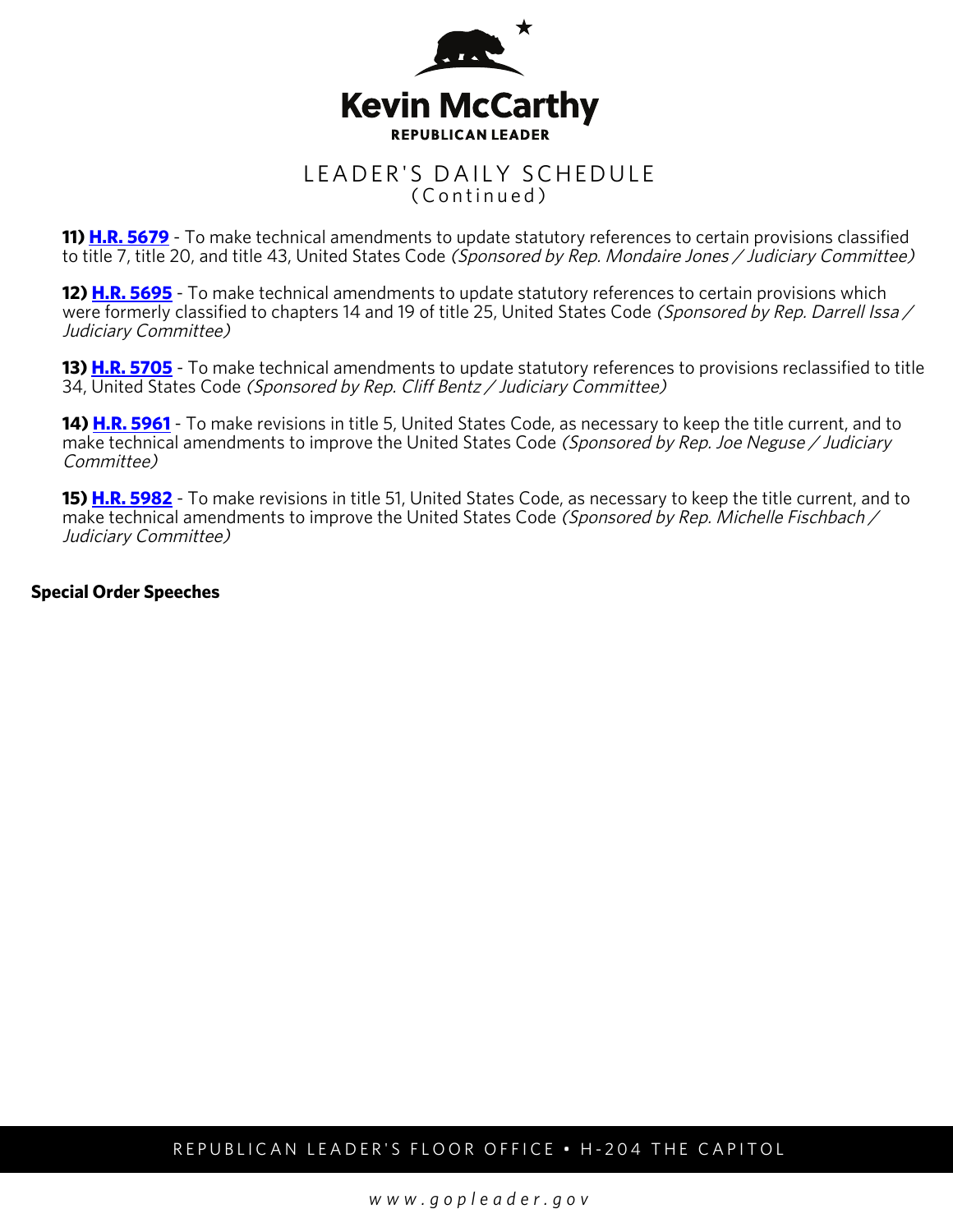# Kevin McCarthy

**REPUBLICAN LEADER**

LEADER'S DAILY SCHEDULE
(Continued)

**11) H.R. 5679** - To make technical amendments to update statutory references to certain provisions classified to title 7, title 20, and title 43, United States Code *(Sponsored by Rep. Mondaire Jones / Judiciary Committee)*

**12) H.R. 5695** - To make technical amendments to update statutory references to certain provisions which were formerly classified to chapters 14 and 19 of title 25, United States Code *(Sponsored by Rep. Darrell Issa / Judiciary Committee)*

**13) H.R. 5705** - To make technical amendments to update statutory references to provisions reclassified to title 34, United States Code *(Sponsored by Rep. Cliff Bentz / Judiciary Committee)*

**14) H.R. 5961** - To make revisions in title 5, United States Code, as necessary to keep the title current, and to make technical amendments to improve the United States Code *(Sponsored by Rep. Joe Neguse / Judiciary Committee)*

**15) H.R. 5982** - To make revisions in title 51, United States Code, as necessary to keep the title current, and to make technical amendments to improve the United States Code *(Sponsored by Rep. Michelle Fischbach / Judiciary Committee)*

**Special Order Speeches**

REPUBLICAN LEADER'S FLOOR OFFICE • H-204 THE CAPITOL

*www.gopleader.gov*